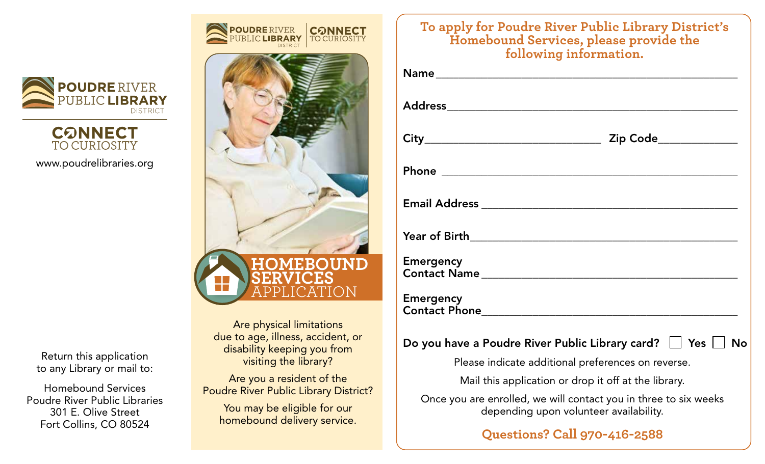**POUDRE RIVER PUBLIC LIBRARY DISTRICT**

**CONNECT TO CURIOSITY**

www.poudrelibraries.org

Return this application to any Library or mail to:

Homebound Services
Poudre River Public Libraries
301 E. Olive Street
Fort Collins, CO 80524

**POUDRE RIVER PUBLIC LIBRARY DISTRICT** | **CONNECT TO CURIOSITY**

# HOMEBOUND SERVICES APPLICATION

Are physical limitations due to age, illness, accident, or disability keeping you from visiting the library?

Are you a resident of the Poudre River Public Library District?

You may be eligible for our homebound delivery service.

## To apply for Poudre River Public Library District's Homebound Services, please provide the following information.

**Name** ______________________________

**Address** ______________________________

**City** ____________________ **Zip Code** __________

**Phone** ______________________________

**Email Address** ______________________________

**Year of Birth** ______________________________

**Emergency Contact Name** ______________________________

**Emergency Contact Phone** ______________________________

**Do you have a Poudre River Public Library card?** ☐ **Yes** ☐ **No**

Please indicate additional preferences on reverse.

Mail this application or drop it off at the library.

Once you are enrolled, we will contact you in three to six weeks depending upon volunteer availability.

**Questions? Call 970-416-2588**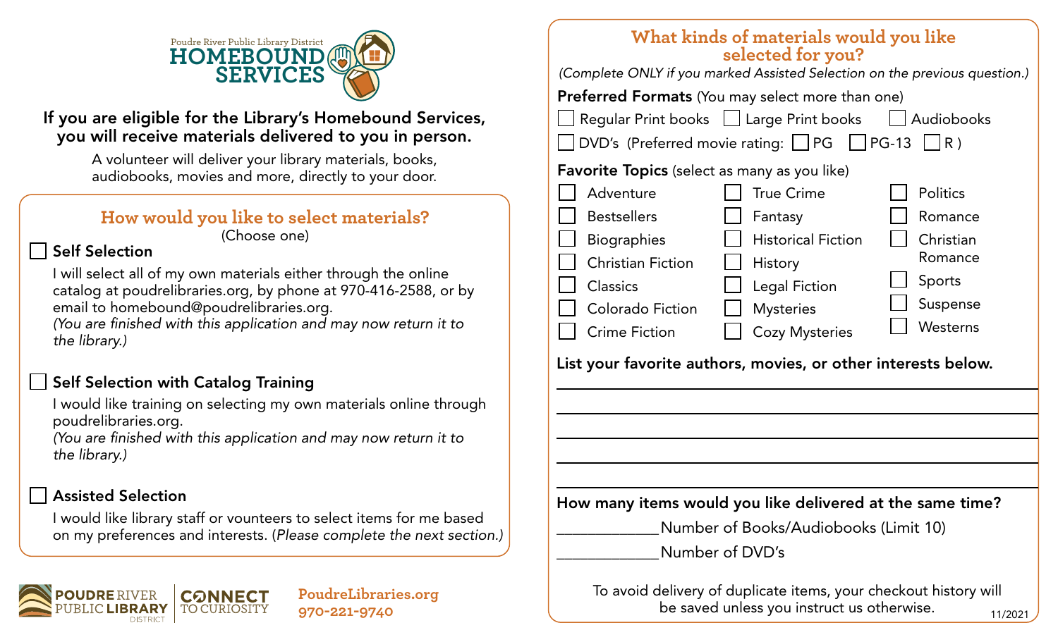Poudre River Public Library District

# HOMEBOUND SERVICES

**If you are eligible for the Library's Homebound Services, you will receive materials delivered to you in person.**

A volunteer will deliver your library materials, books, audiobooks, movies and more, directly to your door.

## How would you like to select materials?

(Choose one)

☐ **Self Selection**

I will select all of my own materials either through the online catalog at poudrelibraries.org, by phone at 970-416-2588, or by email to homebound@poudrelibraries.org.
*(You are finished with this application and may now return it to the library.)*

☐ **Self Selection with Catalog Training**

I would like training on selecting my own materials online through poudrelibraries.org.
*(You are finished with this application and may now return it to the library.)*

☐ **Assisted Selection**

I would like library staff or vounteers to select items for me based on my preferences and interests. (*Please complete the next section.*)

POUDRE RIVER PUBLIC LIBRARY DISTRICT | CONNECT TO CURIOSITY

PoudreLibraries.org
970-221-9740

## What kinds of materials would you like selected for you?

*(Complete ONLY if you marked Assisted Selection on the previous question.)*

**Preferred Formats** (You may select more than one)

☐ Regular Print books ☐ Large Print books ☐ Audiobooks
☐ DVD's (Preferred movie rating: ☐ PG ☐ PG-13 ☐ R )

**Favorite Topics** (select as many as you like)

| | | |
|---|---|---|
| ☐ Adventure | ☐ True Crime | ☐ Politics |
| ☐ Bestsellers | ☐ Fantasy | ☐ Romance |
| ☐ Biographies | ☐ Historical Fiction | ☐ Christian Romance |
| ☐ Christian Fiction | ☐ History | ☐ Sports |
| ☐ Classics | ☐ Legal Fiction | ☐ Suspense |
| ☐ Colorado Fiction | ☐ Mysteries | ☐ Westerns |
| ☐ Crime Fiction | ☐ Cozy Mysteries | |

**List your favorite authors, movies, or other interests below.**

\_\_\_\_\_\_\_\_\_\_\_\_\_\_\_\_\_\_\_\_\_\_\_\_\_\_\_\_\_\_\_\_\_\_\_\_\_\_\_\_
\_\_\_\_\_\_\_\_\_\_\_\_\_\_\_\_\_\_\_\_\_\_\_\_\_\_\_\_\_\_\_\_\_\_\_\_\_\_\_\_
\_\_\_\_\_\_\_\_\_\_\_\_\_\_\_\_\_\_\_\_\_\_\_\_\_\_\_\_\_\_\_\_\_\_\_\_\_\_\_\_
\_\_\_\_\_\_\_\_\_\_\_\_\_\_\_\_\_\_\_\_\_\_\_\_\_\_\_\_\_\_\_\_\_\_\_\_\_\_\_\_
\_\_\_\_\_\_\_\_\_\_\_\_\_\_\_\_\_\_\_\_\_\_\_\_\_\_\_\_\_\_\_\_\_\_\_\_\_\_\_\_

**How many items would you like delivered at the same time?**

\_\_\_\_\_\_\_\_\_\_\_\_ Number of Books/Audiobooks (Limit 10)

\_\_\_\_\_\_\_\_\_\_\_\_ Number of DVD's

To avoid delivery of duplicate items, your checkout history will be saved unless you instruct us otherwise.

11/2021